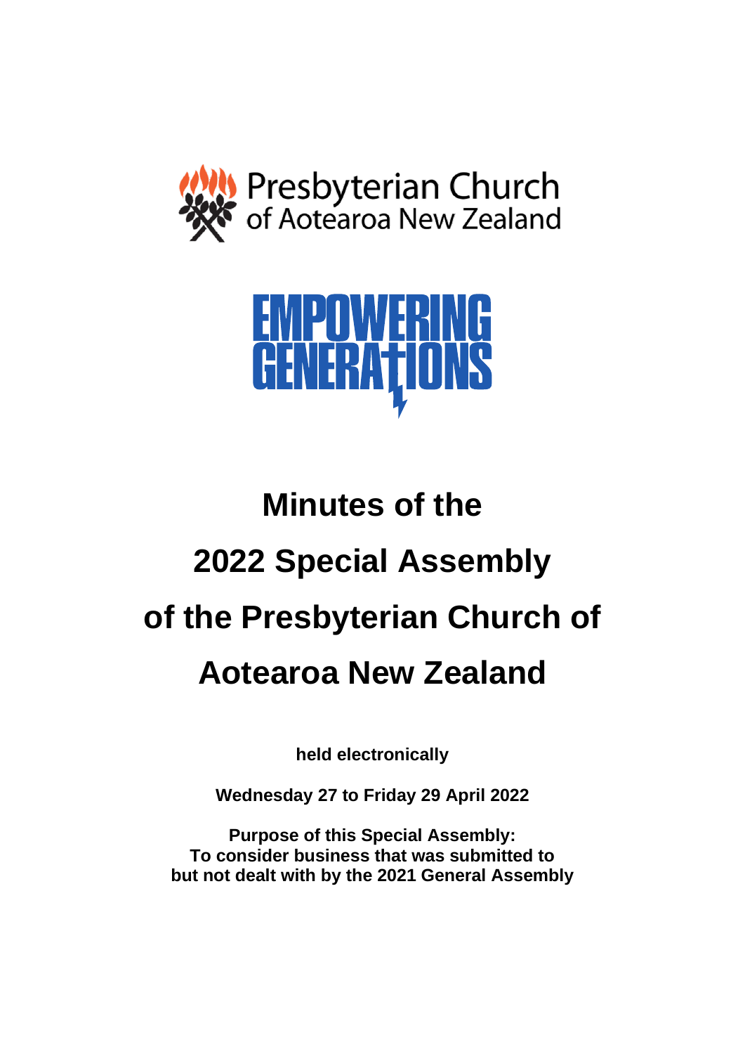Presbyterian Church of Aotearoa New Zealand

EMPOWERING GENERATIONS

# Minutes of the 2022 Special Assembly of the Presbyterian Church of Aotearoa New Zealand

**held electronically**

**Wednesday 27 to Friday 29 April 2022**

**Purpose of this Special Assembly:**
**To consider business that was submitted to but not dealt with by the 2021 General Assembly**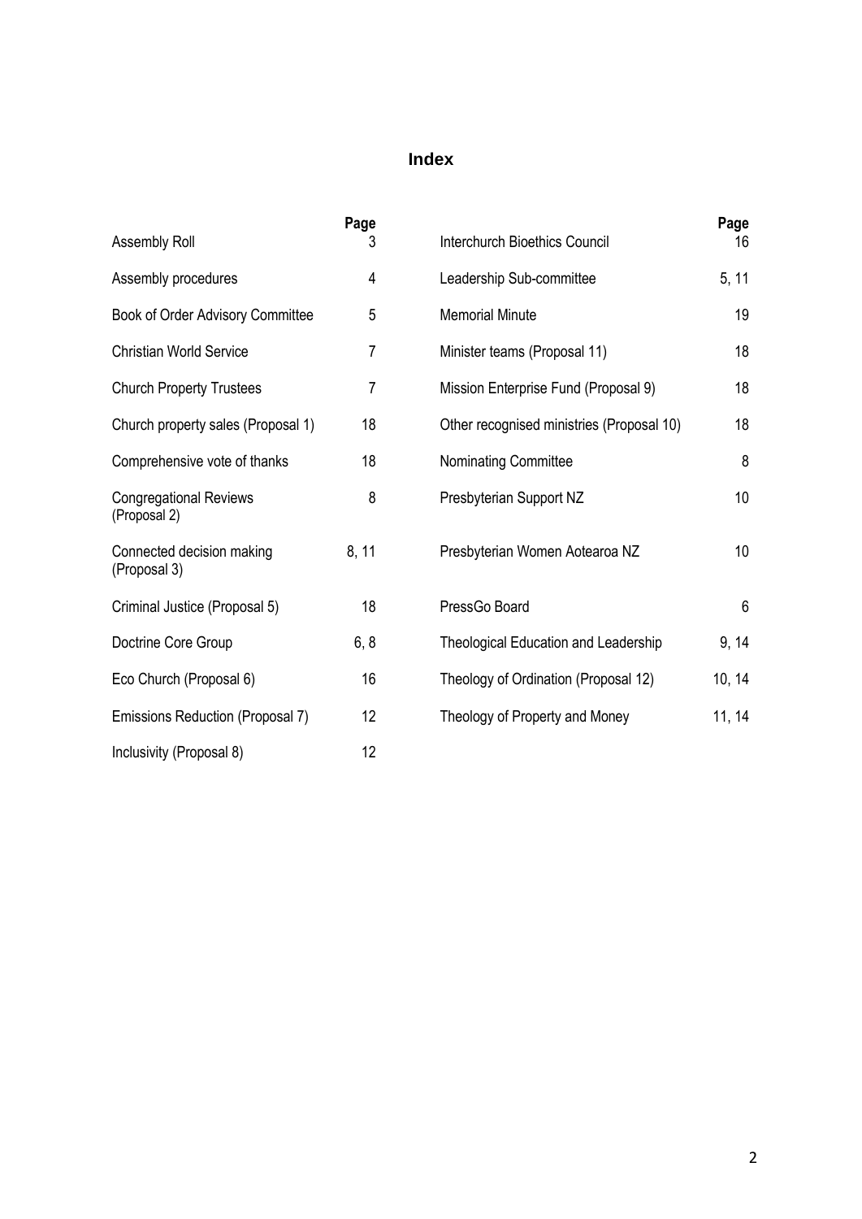# Index

| | Page |
|---|---|
| Assembly Roll | 3 |
| Assembly procedures | 4 |
| Book of Order Advisory Committee | 5 |
| Christian World Service | 7 |
| Church Property Trustees | 7 |
| Church property sales (Proposal 1) | 18 |
| Comprehensive vote of thanks | 18 |
| Congregational Reviews (Proposal 2) | 8 |
| Connected decision making (Proposal 3) | 8, 11 |
| Criminal Justice (Proposal 5) | 18 |
| Doctrine Core Group | 6, 8 |
| Eco Church (Proposal 6) | 16 |
| Emissions Reduction (Proposal 7) | 12 |
| Inclusivity (Proposal 8) | 12 |

| | Page |
|---|---|
| Interchurch Bioethics Council | 16 |
| Leadership Sub-committee | 5, 11 |
| Memorial Minute | 19 |
| Minister teams (Proposal 11) | 18 |
| Mission Enterprise Fund (Proposal 9) | 18 |
| Other recognised ministries (Proposal 10) | 18 |
| Nominating Committee | 8 |
| Presbyterian Support NZ | 10 |
| Presbyterian Women Aotearoa NZ | 10 |
| PressGo Board | 6 |
| Theological Education and Leadership | 9, 14 |
| Theology of Ordination (Proposal 12) | 10, 14 |
| Theology of Property and Money | 11, 14 |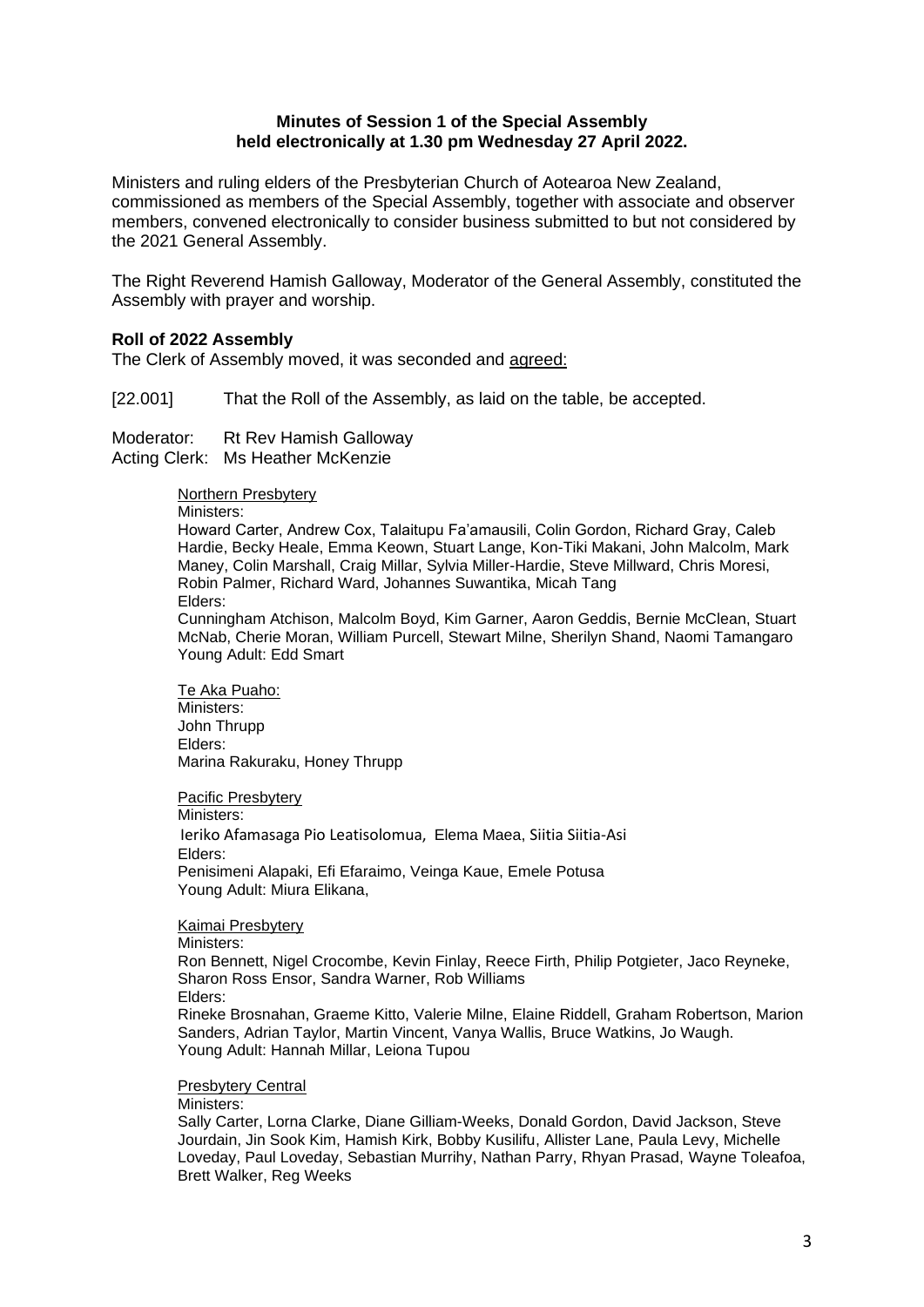**Minutes of Session 1 of the Special Assembly held electronically at 1.30 pm Wednesday 27 April 2022.**

Ministers and ruling elders of the Presbyterian Church of Aotearoa New Zealand, commissioned as members of the Special Assembly, together with associate and observer members, convened electronically to consider business submitted to but not considered by the 2021 General Assembly.

The Right Reverend Hamish Galloway, Moderator of the General Assembly, constituted the Assembly with prayer and worship.

**Roll of 2022 Assembly**

The Clerk of Assembly moved, it was seconded and agreed:

[22.001] That the Roll of the Assembly, as laid on the table, be accepted.

Moderator: Rt Rev Hamish Galloway
Acting Clerk: Ms Heather McKenzie

Northern Presbytery
Ministers:
Howard Carter, Andrew Cox, Talaitupu Fa'amausili, Colin Gordon, Richard Gray, Caleb Hardie, Becky Heale, Emma Keown, Stuart Lange, Kon-Tiki Makani, John Malcolm, Mark Maney, Colin Marshall, Craig Millar, Sylvia Miller-Hardie, Steve Millward, Chris Moresi, Robin Palmer, Richard Ward, Johannes Suwantika, Micah Tang
Elders:
Cunningham Atchison, Malcolm Boyd, Kim Garner, Aaron Geddis, Bernie McClean, Stuart McNab, Cherie Moran, William Purcell, Stewart Milne, Sherilyn Shand, Naomi Tamangaro
Young Adult: Edd Smart

Te Aka Puaho:
Ministers:
John Thrupp
Elders:
Marina Rakuraku, Honey Thrupp

Pacific Presbytery
Ministers:
Ieriko Afamasaga Pio Leatisolomua, Elema Maea, Siitia Siitia-Asi
Elders:
Penisimeni Alapaki, Efi Efaraimo, Veinga Kaue, Emele Potusa
Young Adult: Miura Elikana,

Kaimai Presbytery
Ministers:
Ron Bennett, Nigel Crocombe, Kevin Finlay, Reece Firth, Philip Potgieter, Jaco Reyneke, Sharon Ross Ensor, Sandra Warner, Rob Williams
Elders:
Rineke Brosnahan, Graeme Kitto, Valerie Milne, Elaine Riddell, Graham Robertson, Marion Sanders, Adrian Taylor, Martin Vincent, Vanya Wallis, Bruce Watkins, Jo Waugh.
Young Adult: Hannah Millar, Leiona Tupou

Presbytery Central
Ministers:
Sally Carter, Lorna Clarke, Diane Gilliam-Weeks, Donald Gordon, David Jackson, Steve Jourdain, Jin Sook Kim, Hamish Kirk, Bobby Kusilifu, Allister Lane, Paula Levy, Michelle Loveday, Paul Loveday, Sebastian Murrihy, Nathan Parry, Rhyan Prasad, Wayne Toleafoa, Brett Walker, Reg Weeks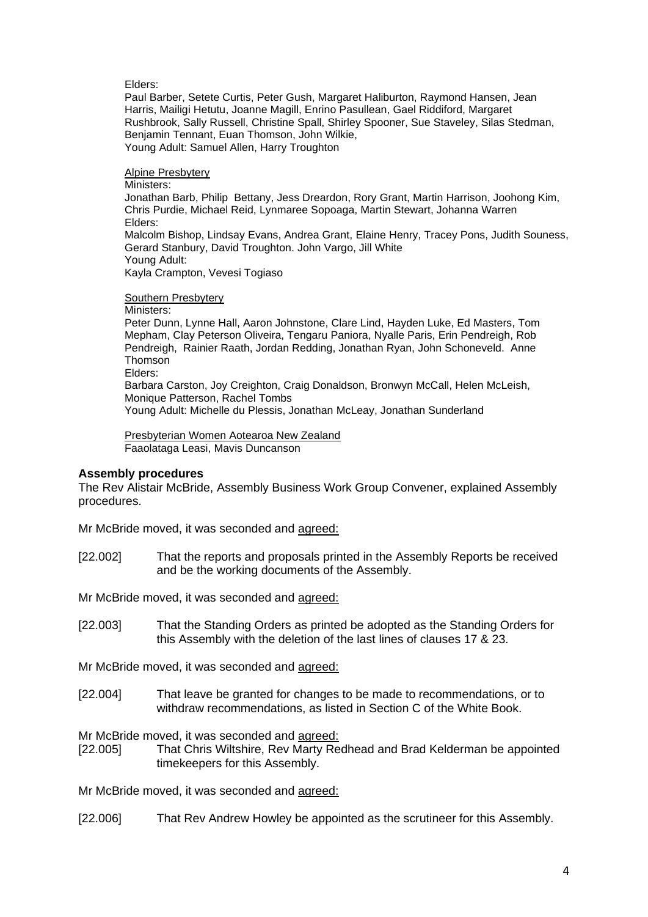Elders:
Paul Barber, Setete Curtis, Peter Gush, Margaret Haliburton, Raymond Hansen, Jean Harris, Mailigi Hetutu, Joanne Magill, Enrino Pasullean, Gael Riddiford, Margaret Rushbrook, Sally Russell, Christine Spall, Shirley Spooner, Sue Staveley, Silas Stedman, Benjamin Tennant, Euan Thomson, John Wilkie,
Young Adult: Samuel Allen, Harry Troughton

Alpine Presbytery
Ministers:
Jonathan Barb, Philip Bettany, Jess Dreardon, Rory Grant, Martin Harrison, Joohong Kim, Chris Purdie, Michael Reid, Lynmaree Sopoaga, Martin Stewart, Johanna Warren
Elders:
Malcolm Bishop, Lindsay Evans, Andrea Grant, Elaine Henry, Tracey Pons, Judith Souness, Gerard Stanbury, David Troughton. John Vargo, Jill White
Young Adult:
Kayla Crampton, Vevesi Togiaso

Southern Presbytery
Ministers:
Peter Dunn, Lynne Hall, Aaron Johnstone, Clare Lind, Hayden Luke, Ed Masters, Tom Mepham, Clay Peterson Oliveira, Tengaru Paniora, Nyalle Paris, Erin Pendreigh, Rob Pendreigh, Rainier Raath, Jordan Redding, Jonathan Ryan, John Schoneveld. Anne Thomson
Elders:
Barbara Carston, Joy Creighton, Craig Donaldson, Bronwyn McCall, Helen McLeish, Monique Patterson, Rachel Tombs
Young Adult: Michelle du Plessis, Jonathan McLeay, Jonathan Sunderland

Presbyterian Women Aotearoa New Zealand
Faaolataga Leasi, Mavis Duncanson

**Assembly procedures**

The Rev Alistair McBride, Assembly Business Work Group Convener, explained Assembly procedures.

Mr McBride moved, it was seconded and agreed:

[22.002] That the reports and proposals printed in the Assembly Reports be received and be the working documents of the Assembly.

Mr McBride moved, it was seconded and agreed:

[22.003] That the Standing Orders as printed be adopted as the Standing Orders for this Assembly with the deletion of the last lines of clauses 17 & 23.

Mr McBride moved, it was seconded and agreed:

[22.004] That leave be granted for changes to be made to recommendations, or to withdraw recommendations, as listed in Section C of the White Book.

Mr McBride moved, it was seconded and agreed:

[22.005] That Chris Wiltshire, Rev Marty Redhead and Brad Kelderman be appointed timekeepers for this Assembly.

Mr McBride moved, it was seconded and agreed:

[22.006] That Rev Andrew Howley be appointed as the scrutineer for this Assembly.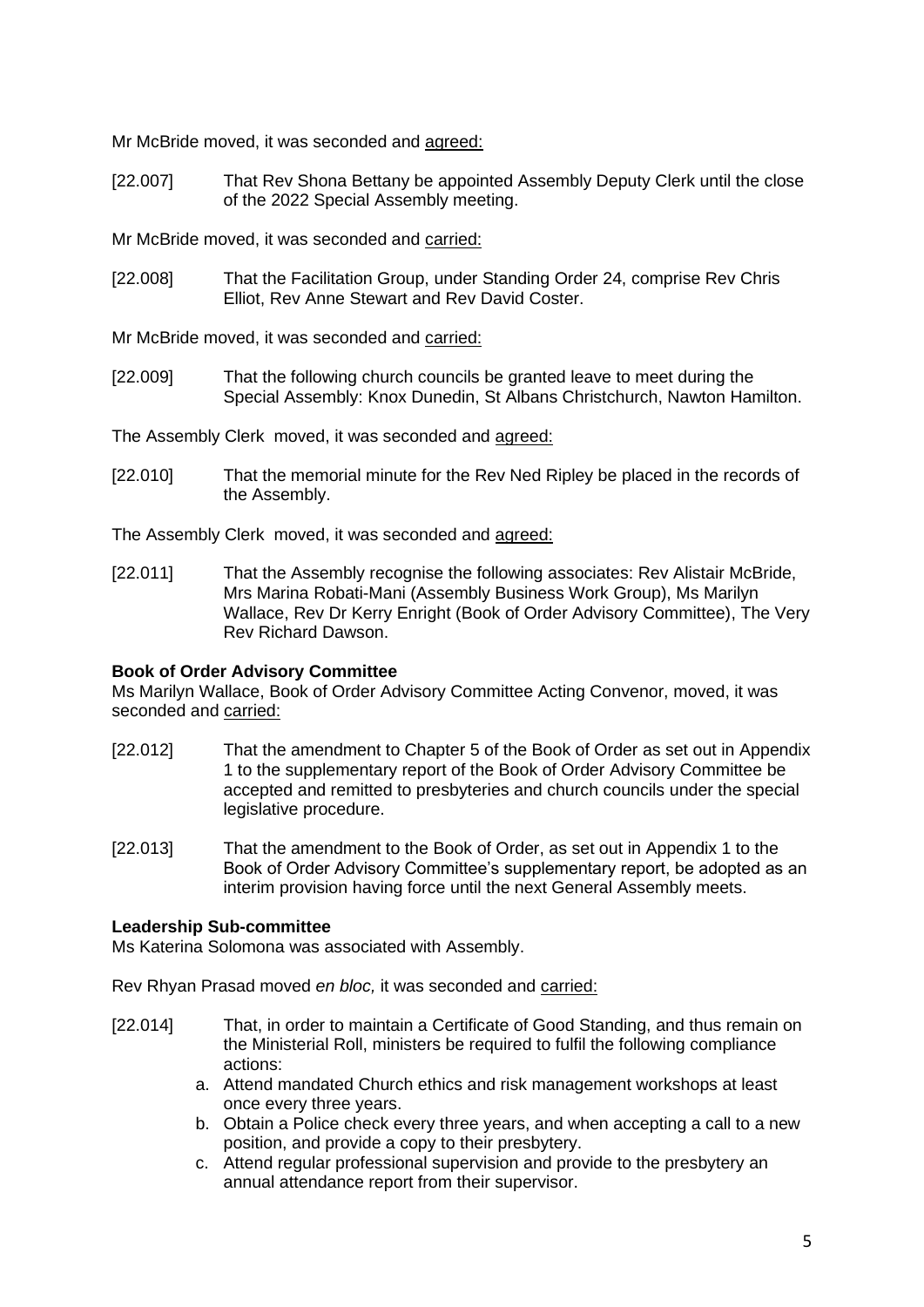Mr McBride moved, it was seconded and agreed:

[22.007] That Rev Shona Bettany be appointed Assembly Deputy Clerk until the close of the 2022 Special Assembly meeting.

Mr McBride moved, it was seconded and carried:

[22.008] That the Facilitation Group, under Standing Order 24, comprise Rev Chris Elliot, Rev Anne Stewart and Rev David Coster.

Mr McBride moved, it was seconded and carried:

[22.009] That the following church councils be granted leave to meet during the Special Assembly: Knox Dunedin, St Albans Christchurch, Nawton Hamilton.

The Assembly Clerk moved, it was seconded and agreed:

[22.010] That the memorial minute for the Rev Ned Ripley be placed in the records of the Assembly.

The Assembly Clerk moved, it was seconded and agreed:

[22.011] That the Assembly recognise the following associates: Rev Alistair McBride, Mrs Marina Robati-Mani (Assembly Business Work Group), Ms Marilyn Wallace, Rev Dr Kerry Enright (Book of Order Advisory Committee), The Very Rev Richard Dawson.

**Book of Order Advisory Committee**

Ms Marilyn Wallace, Book of Order Advisory Committee Acting Convenor, moved, it was seconded and carried:

[22.012] That the amendment to Chapter 5 of the Book of Order as set out in Appendix 1 to the supplementary report of the Book of Order Advisory Committee be accepted and remitted to presbyteries and church councils under the special legislative procedure.

[22.013] That the amendment to the Book of Order, as set out in Appendix 1 to the Book of Order Advisory Committee's supplementary report, be adopted as an interim provision having force until the next General Assembly meets.

**Leadership Sub-committee**

Ms Katerina Solomona was associated with Assembly.

Rev Rhyan Prasad moved *en bloc,* it was seconded and carried:

[22.014] That, in order to maintain a Certificate of Good Standing, and thus remain on the Ministerial Roll, ministers be required to fulfil the following compliance actions:

a. Attend mandated Church ethics and risk management workshops at least once every three years.
b. Obtain a Police check every three years, and when accepting a call to a new position, and provide a copy to their presbytery.
c. Attend regular professional supervision and provide to the presbytery an annual attendance report from their supervisor.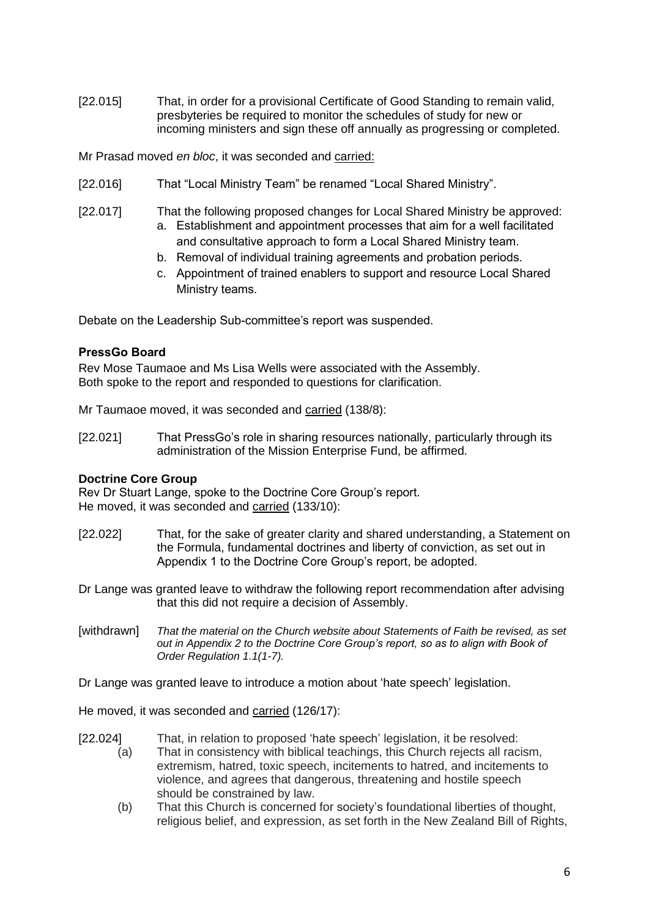[22.015] That, in order for a provisional Certificate of Good Standing to remain valid, presbyteries be required to monitor the schedules of study for new or incoming ministers and sign these off annually as progressing or completed.

Mr Prasad moved *en bloc*, it was seconded and carried:

[22.016] That "Local Ministry Team" be renamed "Local Shared Ministry".

[22.017] That the following proposed changes for Local Shared Ministry be approved:

a. Establishment and appointment processes that aim for a well facilitated and consultative approach to form a Local Shared Ministry team.
b. Removal of individual training agreements and probation periods.
c. Appointment of trained enablers to support and resource Local Shared Ministry teams.

Debate on the Leadership Sub-committee's report was suspended.

**PressGo Board**

Rev Mose Taumaoe and Ms Lisa Wells were associated with the Assembly.
Both spoke to the report and responded to questions for clarification.

Mr Taumaoe moved, it was seconded and carried (138/8):

[22.021] That PressGo's role in sharing resources nationally, particularly through its administration of the Mission Enterprise Fund, be affirmed.

**Doctrine Core Group**

Rev Dr Stuart Lange, spoke to the Doctrine Core Group's report.
He moved, it was seconded and carried (133/10):

[22.022] That, for the sake of greater clarity and shared understanding, a Statement on the Formula, fundamental doctrines and liberty of conviction, as set out in Appendix 1 to the Doctrine Core Group's report, be adopted.

Dr Lange was granted leave to withdraw the following report recommendation after advising that this did not require a decision of Assembly.

[withdrawn] *That the material on the Church website about Statements of Faith be revised, as set out in Appendix 2 to the Doctrine Core Group's report, so as to align with Book of Order Regulation 1.1(1-7).*

Dr Lange was granted leave to introduce a motion about 'hate speech' legislation.

He moved, it was seconded and carried (126/17):

[22.024] That, in relation to proposed 'hate speech' legislation, it be resolved:

(a) That in consistency with biblical teachings, this Church rejects all racism, extremism, hatred, toxic speech, incitements to hatred, and incitements to violence, and agrees that dangerous, threatening and hostile speech should be constrained by law.

(b) That this Church is concerned for society's foundational liberties of thought, religious belief, and expression, as set forth in the New Zealand Bill of Rights,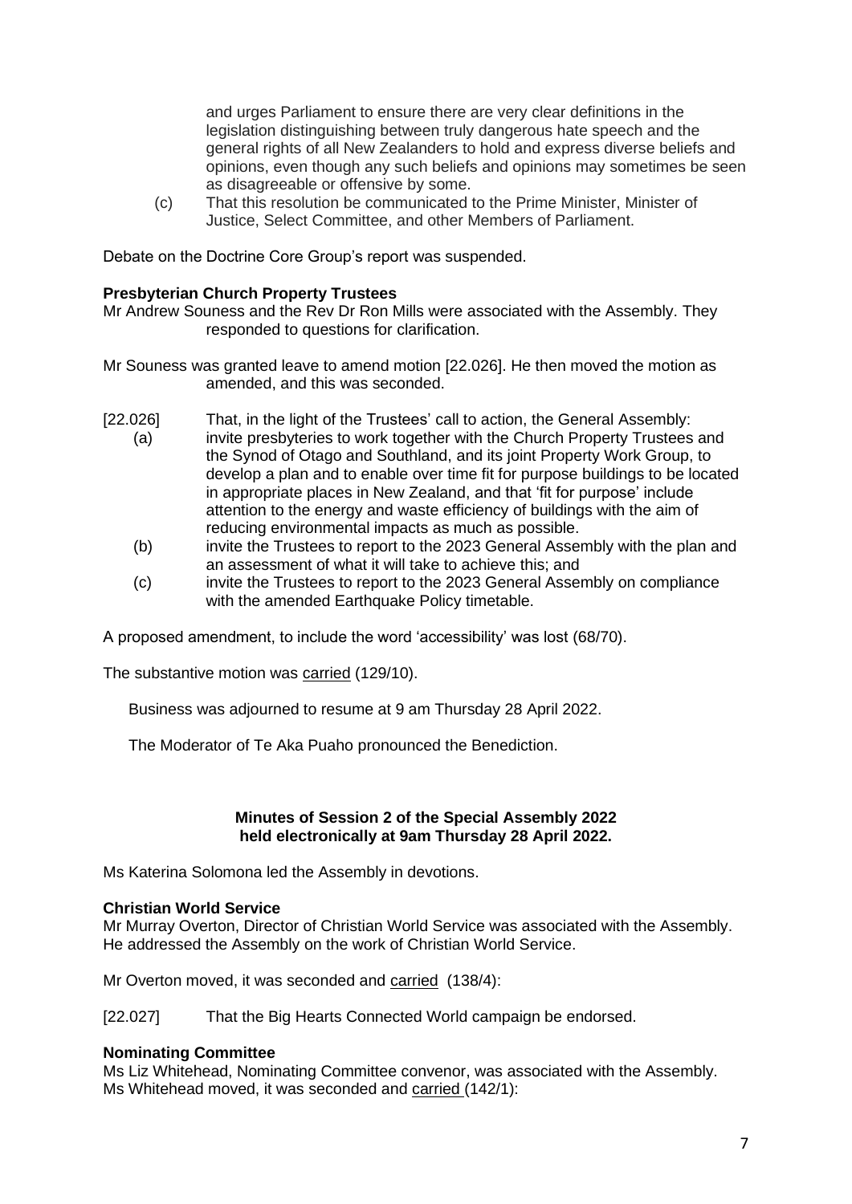and urges Parliament to ensure there are very clear definitions in the legislation distinguishing between truly dangerous hate speech and the general rights of all New Zealanders to hold and express diverse beliefs and opinions, even though any such beliefs and opinions may sometimes be seen as disagreeable or offensive by some.

(c) That this resolution be communicated to the Prime Minister, Minister of Justice, Select Committee, and other Members of Parliament.

Debate on the Doctrine Core Group's report was suspended.

**Presbyterian Church Property Trustees**

Mr Andrew Souness and the Rev Dr Ron Mills were associated with the Assembly. They responded to questions for clarification.

Mr Souness was granted leave to amend motion [22.026]. He then moved the motion as amended, and this was seconded.

[22.026] That, in the light of the Trustees' call to action, the General Assembly:

(a) invite presbyteries to work together with the Church Property Trustees and the Synod of Otago and Southland, and its joint Property Work Group, to develop a plan and to enable over time fit for purpose buildings to be located in appropriate places in New Zealand, and that 'fit for purpose' include attention to the energy and waste efficiency of buildings with the aim of reducing environmental impacts as much as possible.

(b) invite the Trustees to report to the 2023 General Assembly with the plan and an assessment of what it will take to achieve this; and

(c) invite the Trustees to report to the 2023 General Assembly on compliance with the amended Earthquake Policy timetable.

A proposed amendment, to include the word 'accessibility' was lost (68/70).

The substantive motion was carried (129/10).

Business was adjourned to resume at 9 am Thursday 28 April 2022.

The Moderator of Te Aka Puaho pronounced the Benediction.

**Minutes of Session 2 of the Special Assembly 2022**
**held electronically at 9am Thursday 28 April 2022.**

Ms Katerina Solomona led the Assembly in devotions.

**Christian World Service**

Mr Murray Overton, Director of Christian World Service was associated with the Assembly. He addressed the Assembly on the work of Christian World Service.

Mr Overton moved, it was seconded and carried (138/4):

[22.027] That the Big Hearts Connected World campaign be endorsed.

**Nominating Committee**

Ms Liz Whitehead, Nominating Committee convenor, was associated with the Assembly. Ms Whitehead moved, it was seconded and carried (142/1):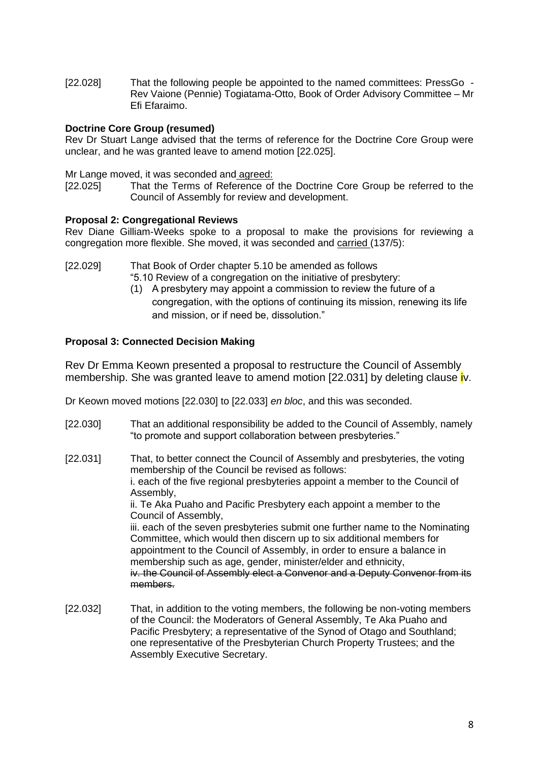[22.028] That the following people be appointed to the named committees: PressGo - Rev Vaione (Pennie) Togiatama-Otto, Book of Order Advisory Committee – Mr Efi Efaraimo.

**Doctrine Core Group (resumed)**

Rev Dr Stuart Lange advised that the terms of reference for the Doctrine Core Group were unclear, and he was granted leave to amend motion [22.025].

Mr Lange moved, it was seconded and agreed:

[22.025] That the Terms of Reference of the Doctrine Core Group be referred to the Council of Assembly for review and development.

**Proposal 2: Congregational Reviews**

Rev Diane Gilliam-Weeks spoke to a proposal to make the provisions for reviewing a congregation more flexible. She moved, it was seconded and carried (137/5):

[22.029] That Book of Order chapter 5.10 be amended as follows

"5.10 Review of a congregation on the initiative of presbytery:

(1) A presbytery may appoint a commission to review the future of a congregation, with the options of continuing its mission, renewing its life and mission, or if need be, dissolution."

**Proposal 3: Connected Decision Making**

Rev Dr Emma Keown presented a proposal to restructure the Council of Assembly membership. She was granted leave to amend motion [22.031] by deleting clause iv.

Dr Keown moved motions [22.030] to [22.033] *en bloc*, and this was seconded.

[22.030] That an additional responsibility be added to the Council of Assembly, namely "to promote and support collaboration between presbyteries."

[22.031] That, to better connect the Council of Assembly and presbyteries, the voting membership of the Council be revised as follows:

i. each of the five regional presbyteries appoint a member to the Council of Assembly,

ii. Te Aka Puaho and Pacific Presbytery each appoint a member to the Council of Assembly,

iii. each of the seven presbyteries submit one further name to the Nominating Committee, which would then discern up to six additional members for appointment to the Council of Assembly, in order to ensure a balance in membership such as age, gender, minister/elder and ethnicity,

~~iv. the Council of Assembly elect a Convenor and a Deputy Convenor from its members.~~

[22.032] That, in addition to the voting members, the following be non-voting members of the Council: the Moderators of General Assembly, Te Aka Puaho and Pacific Presbytery; a representative of the Synod of Otago and Southland; one representative of the Presbyterian Church Property Trustees; and the Assembly Executive Secretary.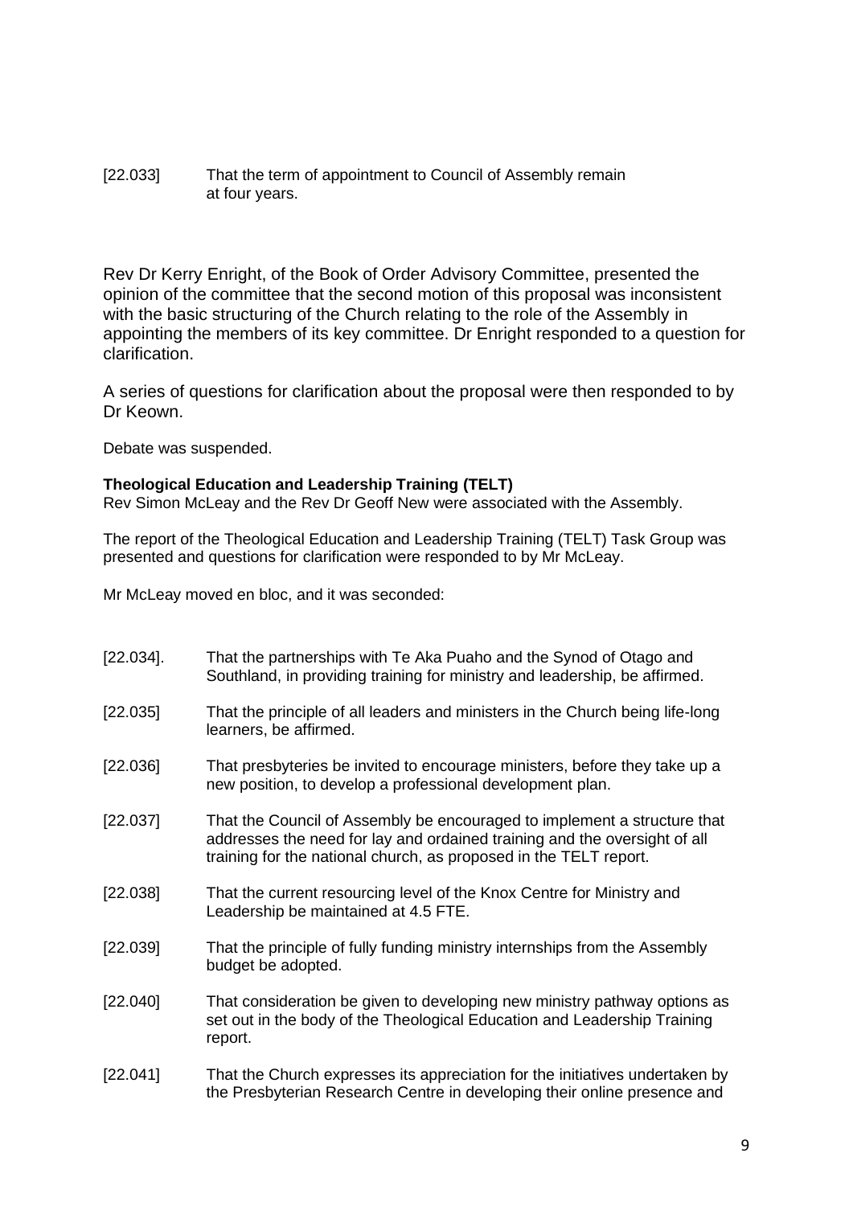[22.033] That the term of appointment to Council of Assembly remain at four years.

Rev Dr Kerry Enright, of the Book of Order Advisory Committee, presented the opinion of the committee that the second motion of this proposal was inconsistent with the basic structuring of the Church relating to the role of the Assembly in appointing the members of its key committee. Dr Enright responded to a question for clarification.

A series of questions for clarification about the proposal were then responded to by Dr Keown.

Debate was suspended.

**Theological Education and Leadership Training (TELT)**
Rev Simon McLeay and the Rev Dr Geoff New were associated with the Assembly.

The report of the Theological Education and Leadership Training (TELT) Task Group was presented and questions for clarification were responded to by Mr McLeay.

Mr McLeay moved en bloc, and it was seconded:

[22.034]. That the partnerships with Te Aka Puaho and the Synod of Otago and Southland, in providing training for ministry and leadership, be affirmed.

[22.035] That the principle of all leaders and ministers in the Church being life-long learners, be affirmed.

[22.036] That presbyteries be invited to encourage ministers, before they take up a new position, to develop a professional development plan.

[22.037] That the Council of Assembly be encouraged to implement a structure that addresses the need for lay and ordained training and the oversight of all training for the national church, as proposed in the TELT report.

[22.038] That the current resourcing level of the Knox Centre for Ministry and Leadership be maintained at 4.5 FTE.

[22.039] That the principle of fully funding ministry internships from the Assembly budget be adopted.

[22.040] That consideration be given to developing new ministry pathway options as set out in the body of the Theological Education and Leadership Training report.

[22.041] That the Church expresses its appreciation for the initiatives undertaken by the Presbyterian Research Centre in developing their online presence and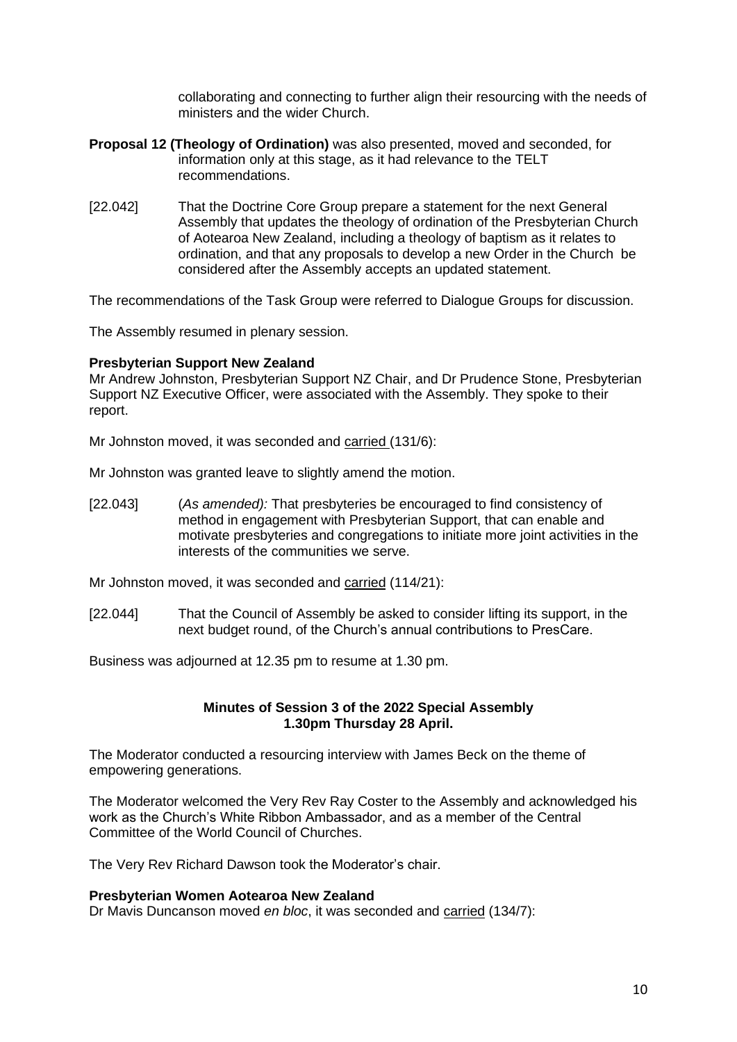collaborating and connecting to further align their resourcing with the needs of ministers and the wider Church.

**Proposal 12 (Theology of Ordination)** was also presented, moved and seconded, for information only at this stage, as it had relevance to the TELT recommendations.

[22.042] That the Doctrine Core Group prepare a statement for the next General Assembly that updates the theology of ordination of the Presbyterian Church of Aotearoa New Zealand, including a theology of baptism as it relates to ordination, and that any proposals to develop a new Order in the Church be considered after the Assembly accepts an updated statement.

The recommendations of the Task Group were referred to Dialogue Groups for discussion.

The Assembly resumed in plenary session.

**Presbyterian Support New Zealand**
Mr Andrew Johnston, Presbyterian Support NZ Chair, and Dr Prudence Stone, Presbyterian Support NZ Executive Officer, were associated with the Assembly. They spoke to their report.

Mr Johnston moved, it was seconded and carried (131/6):

Mr Johnston was granted leave to slightly amend the motion.

[22.043] (*As amended):* That presbyteries be encouraged to find consistency of method in engagement with Presbyterian Support, that can enable and motivate presbyteries and congregations to initiate more joint activities in the interests of the communities we serve.

Mr Johnston moved, it was seconded and carried (114/21):

[22.044] That the Council of Assembly be asked to consider lifting its support, in the next budget round, of the Church's annual contributions to PresCare.

Business was adjourned at 12.35 pm to resume at 1.30 pm.

**Minutes of Session 3 of the 2022 Special Assembly**
**1.30pm Thursday 28 April.**

The Moderator conducted a resourcing interview with James Beck on the theme of empowering generations.

The Moderator welcomed the Very Rev Ray Coster to the Assembly and acknowledged his work as the Church's White Ribbon Ambassador, and as a member of the Central Committee of the World Council of Churches.

The Very Rev Richard Dawson took the Moderator's chair.

**Presbyterian Women Aotearoa New Zealand**
Dr Mavis Duncanson moved *en bloc*, it was seconded and carried (134/7):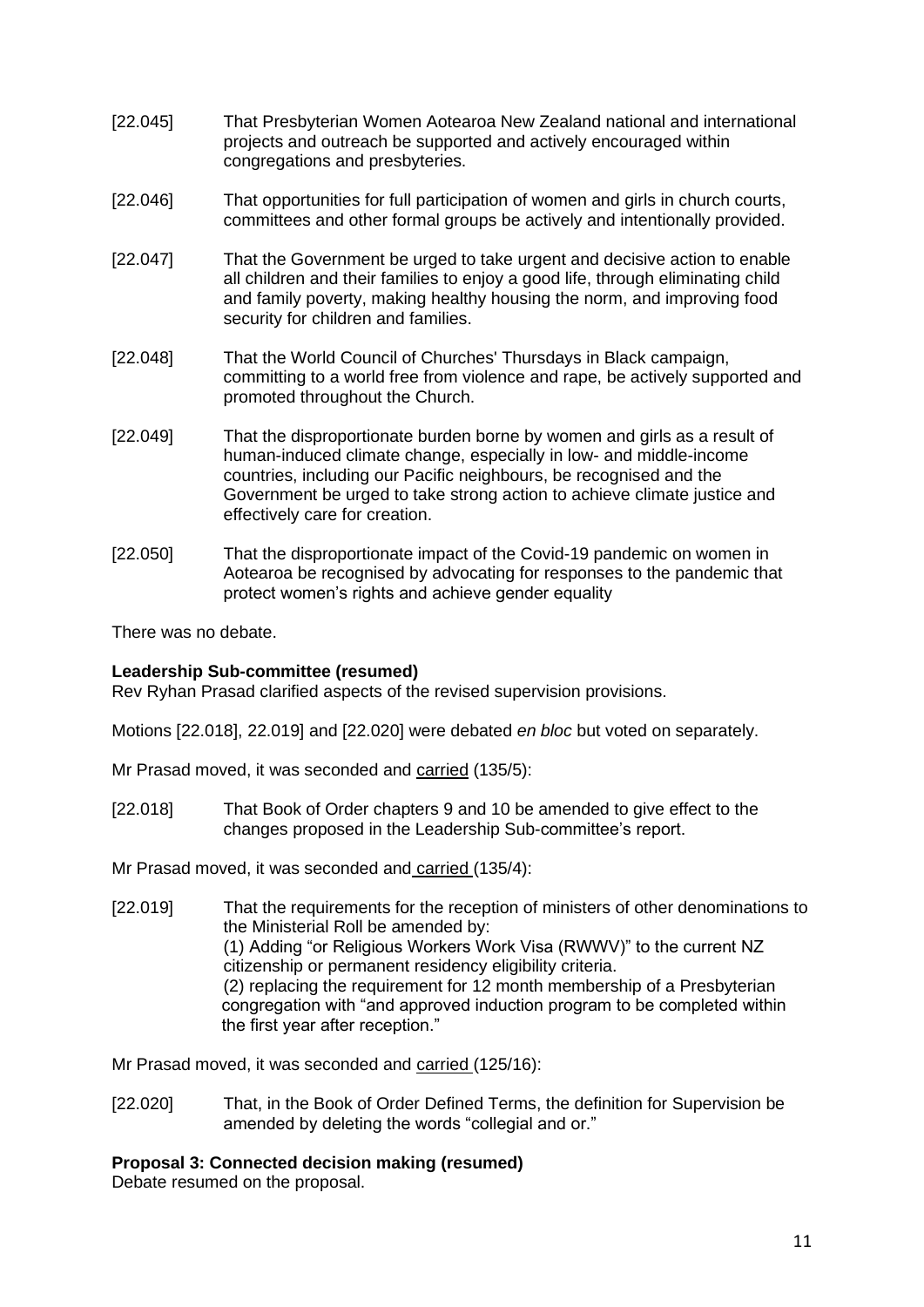[22.045] That Presbyterian Women Aotearoa New Zealand national and international projects and outreach be supported and actively encouraged within congregations and presbyteries.

[22.046] That opportunities for full participation of women and girls in church courts, committees and other formal groups be actively and intentionally provided.

[22.047] That the Government be urged to take urgent and decisive action to enable all children and their families to enjoy a good life, through eliminating child and family poverty, making healthy housing the norm, and improving food security for children and families.

[22.048] That the World Council of Churches' Thursdays in Black campaign, committing to a world free from violence and rape, be actively supported and promoted throughout the Church.

[22.049] That the disproportionate burden borne by women and girls as a result of human-induced climate change, especially in low- and middle-income countries, including our Pacific neighbours, be recognised and the Government be urged to take strong action to achieve climate justice and effectively care for creation.

[22.050] That the disproportionate impact of the Covid-19 pandemic on women in Aotearoa be recognised by advocating for responses to the pandemic that protect women's rights and achieve gender equality

There was no debate.

**Leadership Sub-committee (resumed)**
Rev Ryhan Prasad clarified aspects of the revised supervision provisions.

Motions [22.018], 22.019] and [22.020] were debated *en bloc* but voted on separately.

Mr Prasad moved, it was seconded and carried (135/5):

[22.018] That Book of Order chapters 9 and 10 be amended to give effect to the changes proposed in the Leadership Sub-committee's report.

Mr Prasad moved, it was seconded and carried (135/4):

[22.019] That the requirements for the reception of ministers of other denominations to the Ministerial Roll be amended by:
(1) Adding "or Religious Workers Work Visa (RWWV)" to the current NZ citizenship or permanent residency eligibility criteria.
(2) replacing the requirement for 12 month membership of a Presbyterian congregation with "and approved induction program to be completed within the first year after reception."

Mr Prasad moved, it was seconded and carried (125/16):

[22.020] That, in the Book of Order Defined Terms, the definition for Supervision be amended by deleting the words "collegial and or."

**Proposal 3: Connected decision making (resumed)**
Debate resumed on the proposal.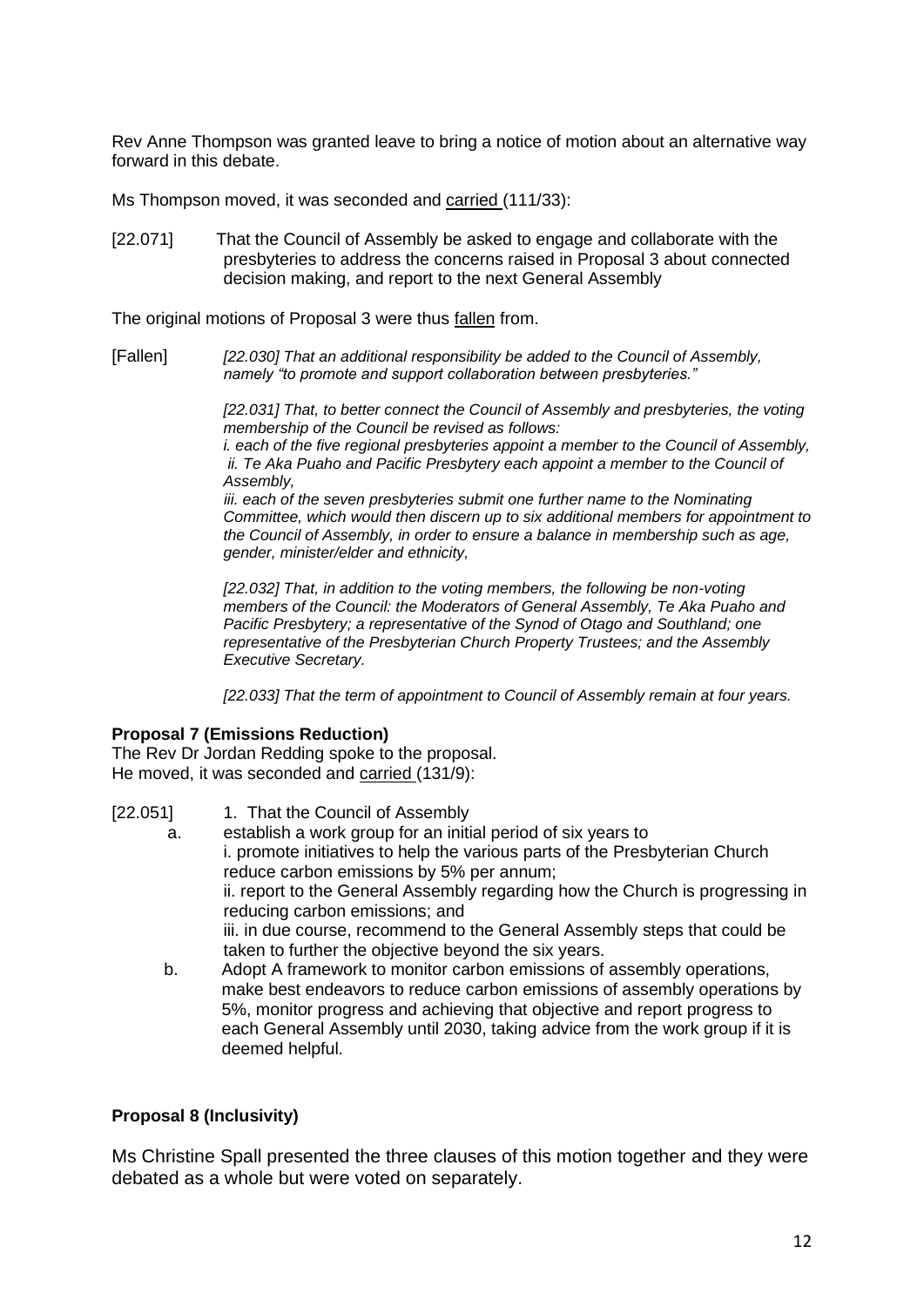Rev Anne Thompson was granted leave to bring a notice of motion about an alternative way forward in this debate.

Ms Thompson moved, it was seconded and <u>carried</u> (111/33):

[22.071] That the Council of Assembly be asked to engage and collaborate with the presbyteries to address the concerns raised in Proposal 3 about connected decision making, and report to the next General Assembly

The original motions of Proposal 3 were thus <u>fallen</u> from.

[Fallen] *[22.030] That an additional responsibility be added to the Council of Assembly, namely "to promote and support collaboration between presbyteries."*

*[22.031] That, to better connect the Council of Assembly and presbyteries, the voting membership of the Council be revised as follows:*
*i. each of the five regional presbyteries appoint a member to the Council of Assembly,*
*ii. Te Aka Puaho and Pacific Presbytery each appoint a member to the Council of Assembly,*
*iii. each of the seven presbyteries submit one further name to the Nominating Committee, which would then discern up to six additional members for appointment to the Council of Assembly, in order to ensure a balance in membership such as age, gender, minister/elder and ethnicity,*

*[22.032] That, in addition to the voting members, the following be non-voting members of the Council: the Moderators of General Assembly, Te Aka Puaho and Pacific Presbytery; a representative of the Synod of Otago and Southland; one representative of the Presbyterian Church Property Trustees; and the Assembly Executive Secretary.*

*[22.033] That the term of appointment to Council of Assembly remain at four years.*

**Proposal 7 (Emissions Reduction)**

The Rev Dr Jordan Redding spoke to the proposal.
He moved, it was seconded and <u>carried</u> (131/9):

[22.051] 1. That the Council of Assembly

a. establish a work group for an initial period of six years to
 i. promote initiatives to help the various parts of the Presbyterian Church reduce carbon emissions by 5% per annum;
 ii. report to the General Assembly regarding how the Church is progressing in reducing carbon emissions; and
 iii. in due course, recommend to the General Assembly steps that could be taken to further the objective beyond the six years.

b. Adopt A framework to monitor carbon emissions of assembly operations, make best endeavors to reduce carbon emissions of assembly operations by 5%, monitor progress and achieving that objective and report progress to each General Assembly until 2030, taking advice from the work group if it is deemed helpful.

**Proposal 8 (Inclusivity)**

Ms Christine Spall presented the three clauses of this motion together and they were debated as a whole but were voted on separately.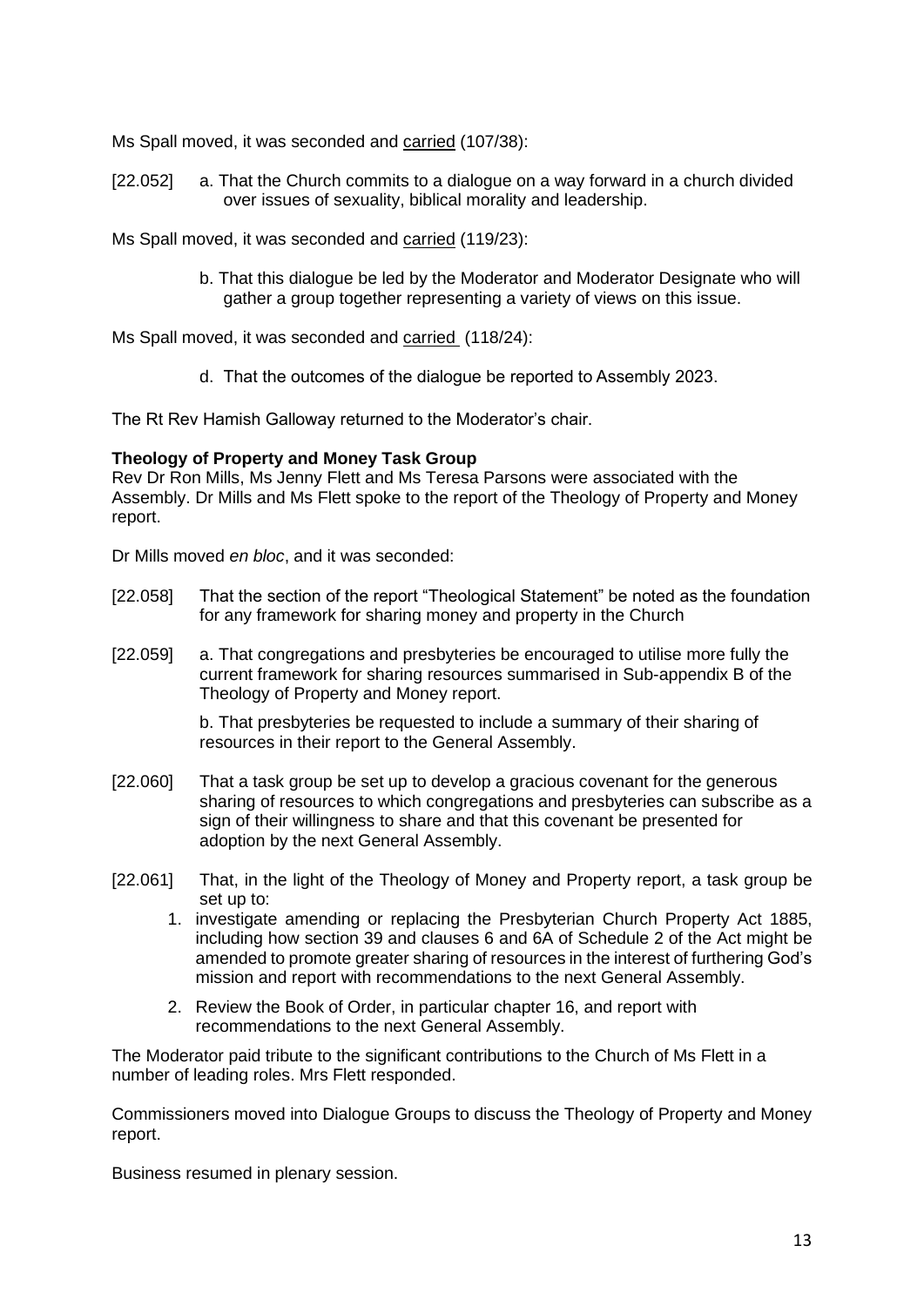Ms Spall moved, it was seconded and carried (107/38):

[22.052] a. That the Church commits to a dialogue on a way forward in a church divided over issues of sexuality, biblical morality and leadership.

Ms Spall moved, it was seconded and carried (119/23):

b. That this dialogue be led by the Moderator and Moderator Designate who will gather a group together representing a variety of views on this issue.

Ms Spall moved, it was seconded and carried (118/24):

d. That the outcomes of the dialogue be reported to Assembly 2023.

The Rt Rev Hamish Galloway returned to the Moderator's chair.

**Theology of Property and Money Task Group**

Rev Dr Ron Mills, Ms Jenny Flett and Ms Teresa Parsons were associated with the Assembly. Dr Mills and Ms Flett spoke to the report of the Theology of Property and Money report.

Dr Mills moved *en bloc*, and it was seconded:

[22.058] That the section of the report "Theological Statement" be noted as the foundation for any framework for sharing money and property in the Church

[22.059] a. That congregations and presbyteries be encouraged to utilise more fully the current framework for sharing resources summarised in Sub-appendix B of the Theology of Property and Money report.

b. That presbyteries be requested to include a summary of their sharing of resources in their report to the General Assembly.

[22.060] That a task group be set up to develop a gracious covenant for the generous sharing of resources to which congregations and presbyteries can subscribe as a sign of their willingness to share and that this covenant be presented for adoption by the next General Assembly.

[22.061] That, in the light of the Theology of Money and Property report, a task group be set up to:

1. investigate amending or replacing the Presbyterian Church Property Act 1885, including how section 39 and clauses 6 and 6A of Schedule 2 of the Act might be amended to promote greater sharing of resources in the interest of furthering God's mission and report with recommendations to the next General Assembly.
2. Review the Book of Order, in particular chapter 16, and report with recommendations to the next General Assembly.

The Moderator paid tribute to the significant contributions to the Church of Ms Flett in a number of leading roles. Mrs Flett responded.

Commissioners moved into Dialogue Groups to discuss the Theology of Property and Money report.

Business resumed in plenary session.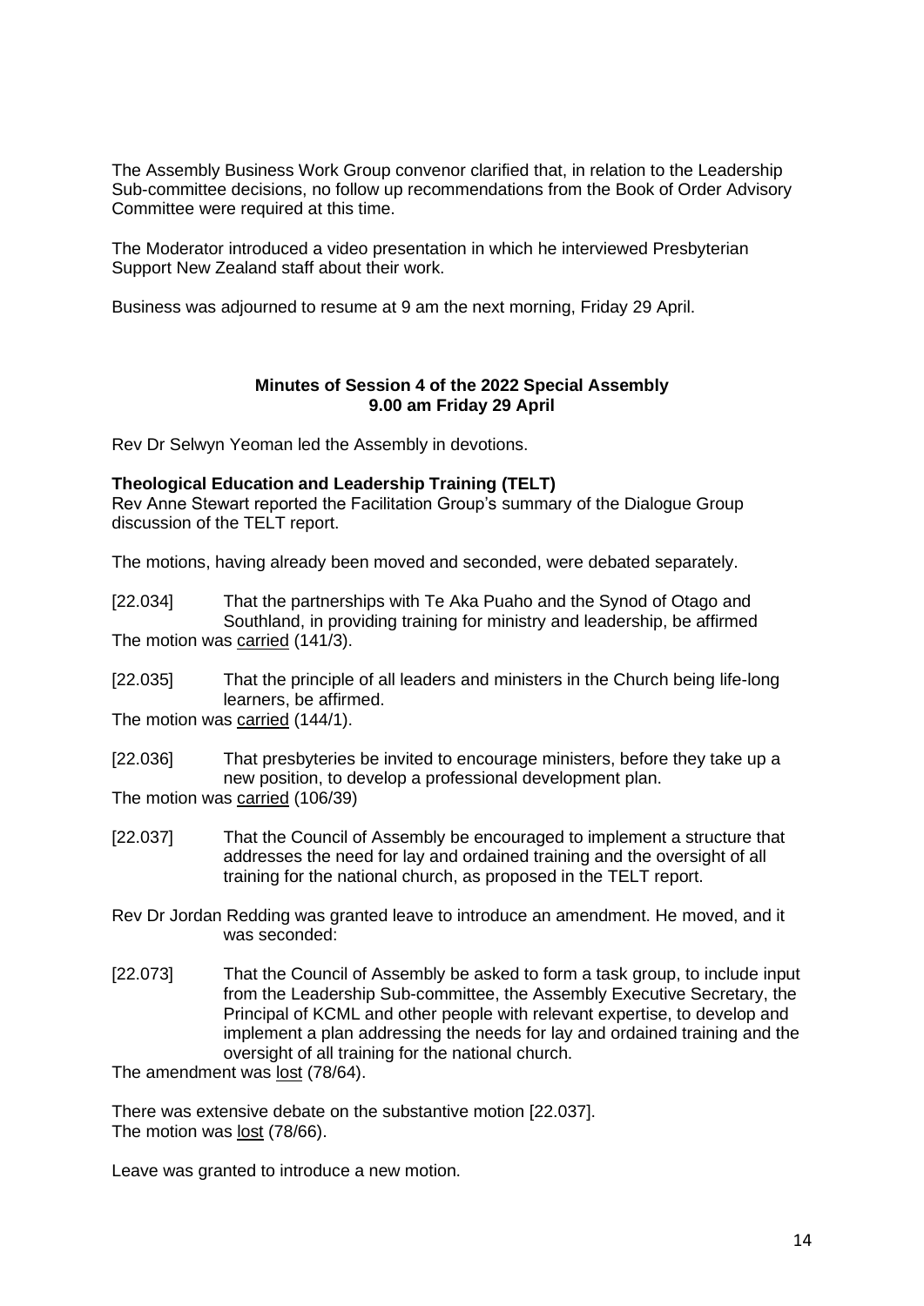The Assembly Business Work Group convenor clarified that, in relation to the Leadership Sub-committee decisions, no follow up recommendations from the Book of Order Advisory Committee were required at this time.

The Moderator introduced a video presentation in which he interviewed Presbyterian Support New Zealand staff about their work.

Business was adjourned to resume at 9 am the next morning, Friday 29 April.

**Minutes of Session 4 of the 2022 Special Assembly**
**9.00 am Friday 29 April**

Rev Dr Selwyn Yeoman led the Assembly in devotions.

**Theological Education and Leadership Training (TELT)**
Rev Anne Stewart reported the Facilitation Group's summary of the Dialogue Group discussion of the TELT report.

The motions, having already been moved and seconded, were debated separately.

[22.034] That the partnerships with Te Aka Puaho and the Synod of Otago and Southland, in providing training for ministry and leadership, be affirmed
The motion was carried (141/3).

[22.035] That the principle of all leaders and ministers in the Church being life-long learners, be affirmed.
The motion was carried (144/1).

[22.036] That presbyteries be invited to encourage ministers, before they take up a new position, to develop a professional development plan.
The motion was carried (106/39)

[22.037] That the Council of Assembly be encouraged to implement a structure that addresses the need for lay and ordained training and the oversight of all training for the national church, as proposed in the TELT report.

Rev Dr Jordan Redding was granted leave to introduce an amendment. He moved, and it was seconded:

[22.073] That the Council of Assembly be asked to form a task group, to include input from the Leadership Sub-committee, the Assembly Executive Secretary, the Principal of KCML and other people with relevant expertise, to develop and implement a plan addressing the needs for lay and ordained training and the oversight of all training for the national church.
The amendment was lost (78/64).

There was extensive debate on the substantive motion [22.037].
The motion was lost (78/66).

Leave was granted to introduce a new motion.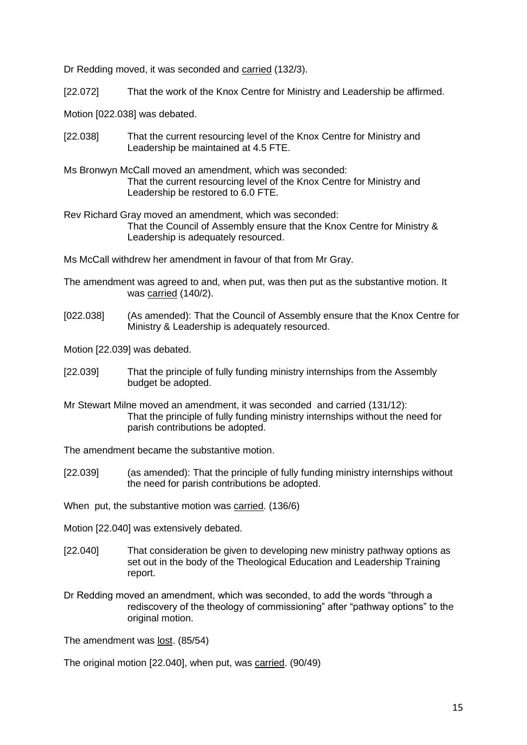Dr Redding moved, it was seconded and carried (132/3).

[22.072] That the work of the Knox Centre for Ministry and Leadership be affirmed.

Motion [022.038] was debated.

[22.038] That the current resourcing level of the Knox Centre for Ministry and Leadership be maintained at 4.5 FTE.

Ms Bronwyn McCall moved an amendment, which was seconded:
That the current resourcing level of the Knox Centre for Ministry and Leadership be restored to 6.0 FTE.

Rev Richard Gray moved an amendment, which was seconded:
That the Council of Assembly ensure that the Knox Centre for Ministry & Leadership is adequately resourced.

Ms McCall withdrew her amendment in favour of that from Mr Gray.

The amendment was agreed to and, when put, was then put as the substantive motion. It was carried (140/2).

[022.038] (As amended): That the Council of Assembly ensure that the Knox Centre for Ministry & Leadership is adequately resourced.

Motion [22.039] was debated.

[22.039] That the principle of fully funding ministry internships from the Assembly budget be adopted.

Mr Stewart Milne moved an amendment, it was seconded and carried (131/12):
That the principle of fully funding ministry internships without the need for parish contributions be adopted.

The amendment became the substantive motion.

[22.039] (as amended): That the principle of fully funding ministry internships without the need for parish contributions be adopted.

When put, the substantive motion was carried. (136/6)

Motion [22.040] was extensively debated.

[22.040] That consideration be given to developing new ministry pathway options as set out in the body of the Theological Education and Leadership Training report.

Dr Redding moved an amendment, which was seconded, to add the words "through a rediscovery of the theology of commissioning" after "pathway options" to the original motion.

The amendment was lost. (85/54)

The original motion [22.040], when put, was carried. (90/49)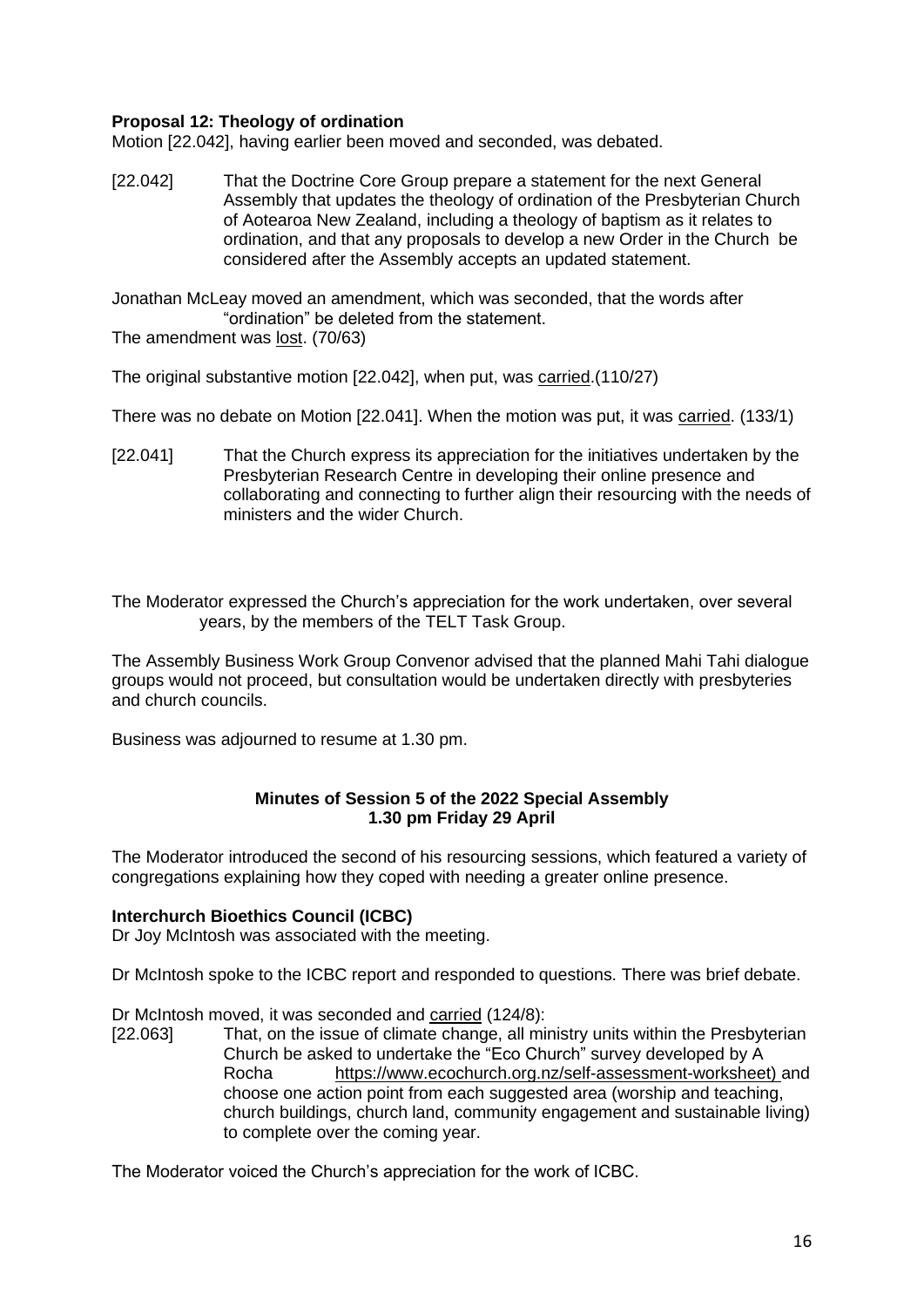**Proposal 12: Theology of ordination**

Motion [22.042], having earlier been moved and seconded, was debated.

[22.042] That the Doctrine Core Group prepare a statement for the next General Assembly that updates the theology of ordination of the Presbyterian Church of Aotearoa New Zealand, including a theology of baptism as it relates to ordination, and that any proposals to develop a new Order in the Church be considered after the Assembly accepts an updated statement.

Jonathan McLeay moved an amendment, which was seconded, that the words after "ordination" be deleted from the statement.

The amendment was lost. (70/63)

The original substantive motion [22.042], when put, was carried.(110/27)

There was no debate on Motion [22.041]. When the motion was put, it was carried. (133/1)

[22.041] That the Church express its appreciation for the initiatives undertaken by the Presbyterian Research Centre in developing their online presence and collaborating and connecting to further align their resourcing with the needs of ministers and the wider Church.

The Moderator expressed the Church's appreciation for the work undertaken, over several years, by the members of the TELT Task Group.

The Assembly Business Work Group Convenor advised that the planned Mahi Tahi dialogue groups would not proceed, but consultation would be undertaken directly with presbyteries and church councils.

Business was adjourned to resume at 1.30 pm.

**Minutes of Session 5 of the 2022 Special Assembly**
**1.30 pm Friday 29 April**

The Moderator introduced the second of his resourcing sessions, which featured a variety of congregations explaining how they coped with needing a greater online presence.

**Interchurch Bioethics Council (ICBC)**

Dr Joy McIntosh was associated with the meeting.

Dr McIntosh spoke to the ICBC report and responded to questions. There was brief debate.

Dr McIntosh moved, it was seconded and carried (124/8):

[22.063] That, on the issue of climate change, all ministry units within the Presbyterian Church be asked to undertake the "Eco Church" survey developed by A Rocha https://www.ecochurch.org.nz/self-assessment-worksheet) and choose one action point from each suggested area (worship and teaching, church buildings, church land, community engagement and sustainable living) to complete over the coming year.

The Moderator voiced the Church's appreciation for the work of ICBC.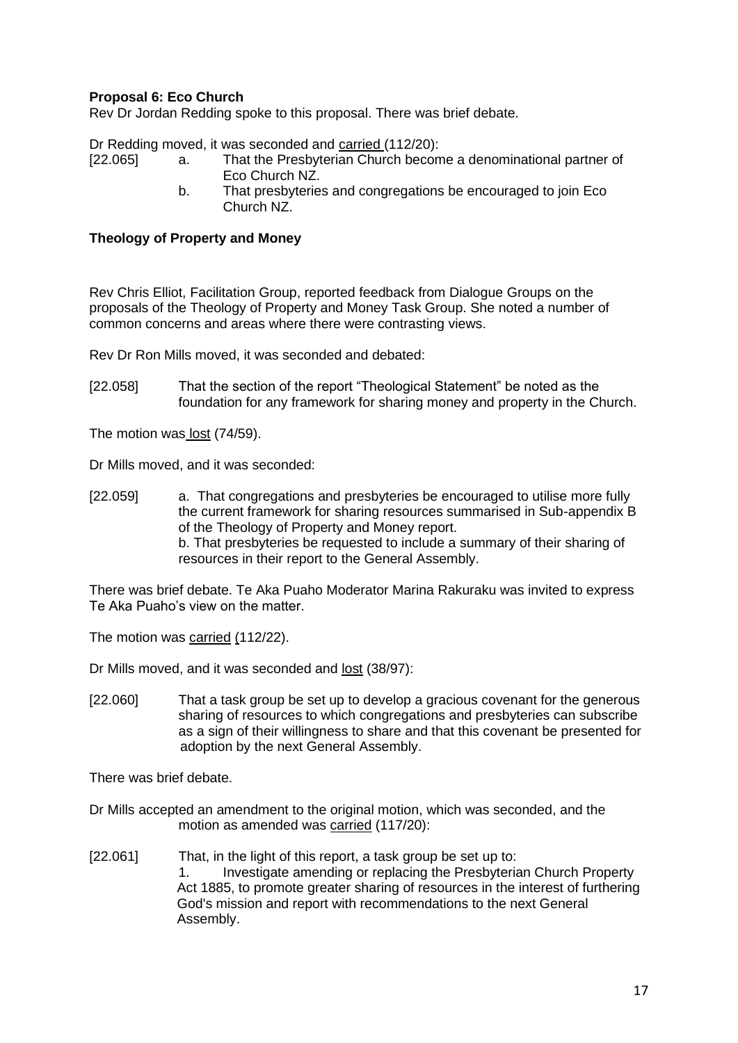**Proposal 6: Eco Church**

Rev Dr Jordan Redding spoke to this proposal. There was brief debate.

Dr Redding moved, it was seconded and carried (112/20):

[22.065]
a. That the Presbyterian Church become a denominational partner of Eco Church NZ.
b. That presbyteries and congregations be encouraged to join Eco Church NZ.

**Theology of Property and Money**

Rev Chris Elliot, Facilitation Group, reported feedback from Dialogue Groups on the proposals of the Theology of Property and Money Task Group. She noted a number of common concerns and areas where there were contrasting views.

Rev Dr Ron Mills moved, it was seconded and debated:

[22.058] That the section of the report "Theological Statement" be noted as the foundation for any framework for sharing money and property in the Church.

The motion was lost (74/59).

Dr Mills moved, and it was seconded:

[22.059] a. That congregations and presbyteries be encouraged to utilise more fully the current framework for sharing resources summarised in Sub-appendix B of the Theology of Property and Money report.
b. That presbyteries be requested to include a summary of their sharing of resources in their report to the General Assembly.

There was brief debate. Te Aka Puaho Moderator Marina Rakuraku was invited to express Te Aka Puaho's view on the matter.

The motion was carried (112/22).

Dr Mills moved, and it was seconded and lost (38/97):

[22.060] That a task group be set up to develop a gracious covenant for the generous sharing of resources to which congregations and presbyteries can subscribe as a sign of their willingness to share and that this covenant be presented for adoption by the next General Assembly.

There was brief debate.

Dr Mills accepted an amendment to the original motion, which was seconded, and the motion as amended was carried (117/20):

[22.061] That, in the light of this report, a task group be set up to:
1. Investigate amending or replacing the Presbyterian Church Property Act 1885, to promote greater sharing of resources in the interest of furthering God's mission and report with recommendations to the next General Assembly.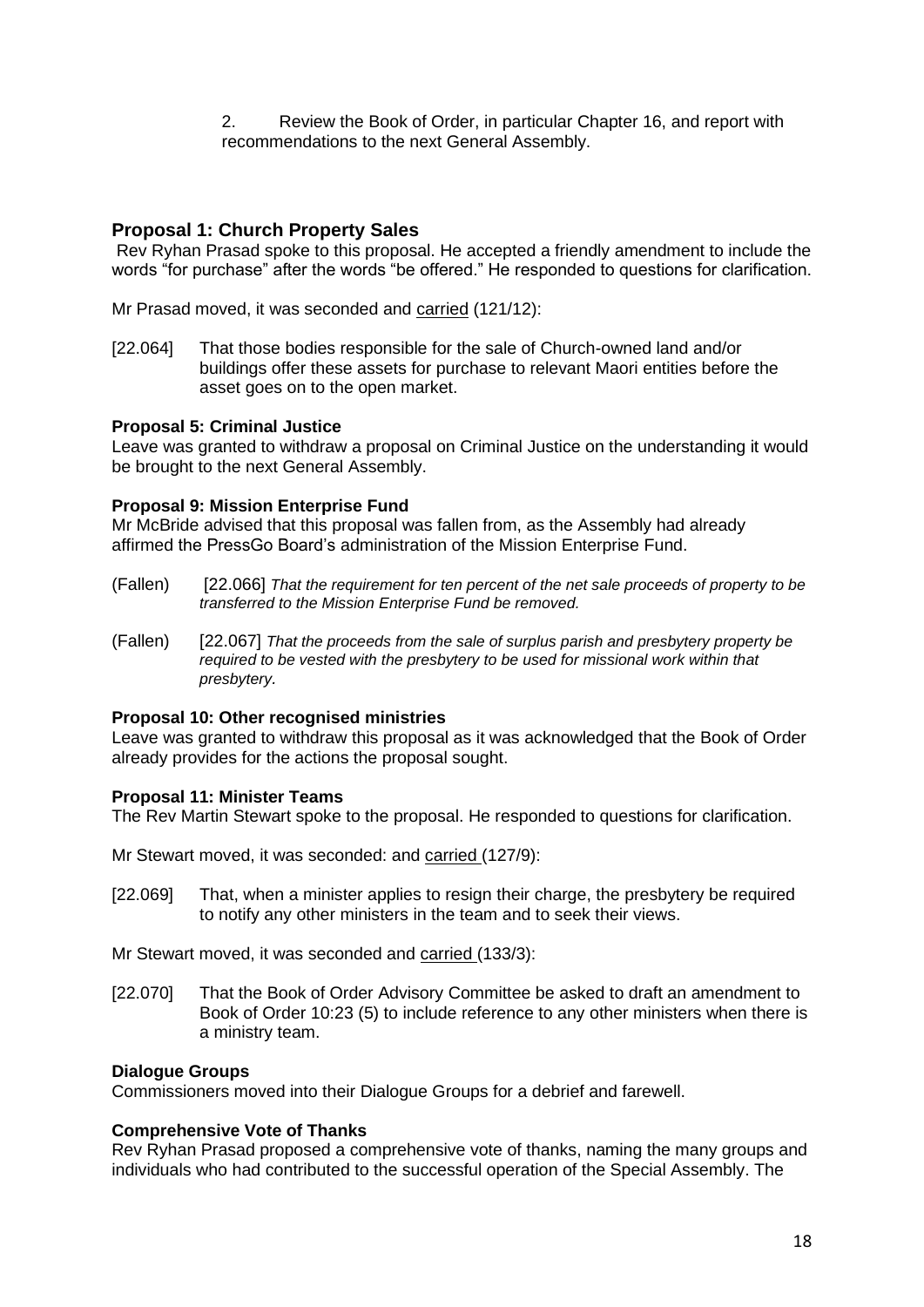2. Review the Book of Order, in particular Chapter 16, and report with recommendations to the next General Assembly.

## Proposal 1: Church Property Sales

Rev Ryhan Prasad spoke to this proposal. He accepted a friendly amendment to include the words "for purchase" after the words "be offered." He responded to questions for clarification.

Mr Prasad moved, it was seconded and carried (121/12):

[22.064] That those bodies responsible for the sale of Church-owned land and/or buildings offer these assets for purchase to relevant Maori entities before the asset goes on to the open market.

**Proposal 5: Criminal Justice**

Leave was granted to withdraw a proposal on Criminal Justice on the understanding it would be brought to the next General Assembly.

**Proposal 9: Mission Enterprise Fund**

Mr McBride advised that this proposal was fallen from, as the Assembly had already affirmed the PressGo Board's administration of the Mission Enterprise Fund.

(Fallen) [22.066] *That the requirement for ten percent of the net sale proceeds of property to be transferred to the Mission Enterprise Fund be removed.*

(Fallen) [22.067] *That the proceeds from the sale of surplus parish and presbytery property be required to be vested with the presbytery to be used for missional work within that presbytery.*

**Proposal 10: Other recognised ministries**

Leave was granted to withdraw this proposal as it was acknowledged that the Book of Order already provides for the actions the proposal sought.

**Proposal 11: Minister Teams**

The Rev Martin Stewart spoke to the proposal. He responded to questions for clarification.

Mr Stewart moved, it was seconded: and carried (127/9):

[22.069] That, when a minister applies to resign their charge, the presbytery be required to notify any other ministers in the team and to seek their views.

Mr Stewart moved, it was seconded and carried (133/3):

[22.070] That the Book of Order Advisory Committee be asked to draft an amendment to Book of Order 10:23 (5) to include reference to any other ministers when there is a ministry team.

**Dialogue Groups**

Commissioners moved into their Dialogue Groups for a debrief and farewell.

**Comprehensive Vote of Thanks**

Rev Ryhan Prasad proposed a comprehensive vote of thanks, naming the many groups and individuals who had contributed to the successful operation of the Special Assembly. The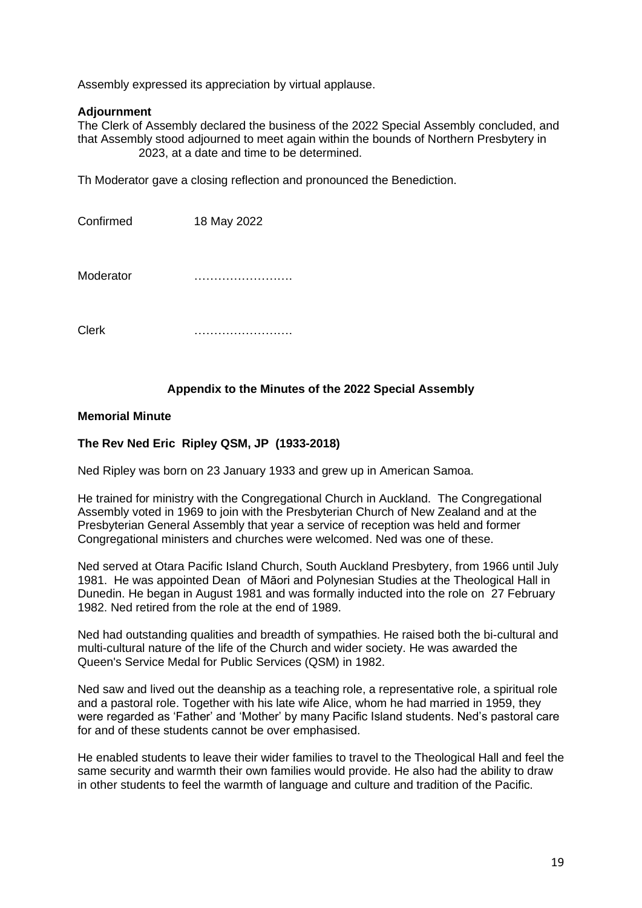Assembly expressed its appreciation by virtual applause.

**Adjournment**

The Clerk of Assembly declared the business of the 2022 Special Assembly concluded, and that Assembly stood adjourned to meet again within the bounds of Northern Presbytery in 2023, at a date and time to be determined.

Th Moderator gave a closing reflection and pronounced the Benediction.

Confirmed 18 May 2022

Moderator …………………….

Clerk …………………….

### Appendix to the Minutes of the 2022 Special Assembly

**Memorial Minute**

**The Rev Ned Eric Ripley QSM, JP (1933-2018)**

Ned Ripley was born on 23 January 1933 and grew up in American Samoa.

He trained for ministry with the Congregational Church in Auckland. The Congregational Assembly voted in 1969 to join with the Presbyterian Church of New Zealand and at the Presbyterian General Assembly that year a service of reception was held and former Congregational ministers and churches were welcomed. Ned was one of these.

Ned served at Otara Pacific Island Church, South Auckland Presbytery, from 1966 until July 1981. He was appointed Dean of Māori and Polynesian Studies at the Theological Hall in Dunedin. He began in August 1981 and was formally inducted into the role on 27 February 1982. Ned retired from the role at the end of 1989.

Ned had outstanding qualities and breadth of sympathies. He raised both the bi-cultural and multi-cultural nature of the life of the Church and wider society. He was awarded the Queen's Service Medal for Public Services (QSM) in 1982.

Ned saw and lived out the deanship as a teaching role, a representative role, a spiritual role and a pastoral role. Together with his late wife Alice, whom he had married in 1959, they were regarded as 'Father' and 'Mother' by many Pacific Island students. Ned's pastoral care for and of these students cannot be over emphasised.

He enabled students to leave their wider families to travel to the Theological Hall and feel the same security and warmth their own families would provide. He also had the ability to draw in other students to feel the warmth of language and culture and tradition of the Pacific.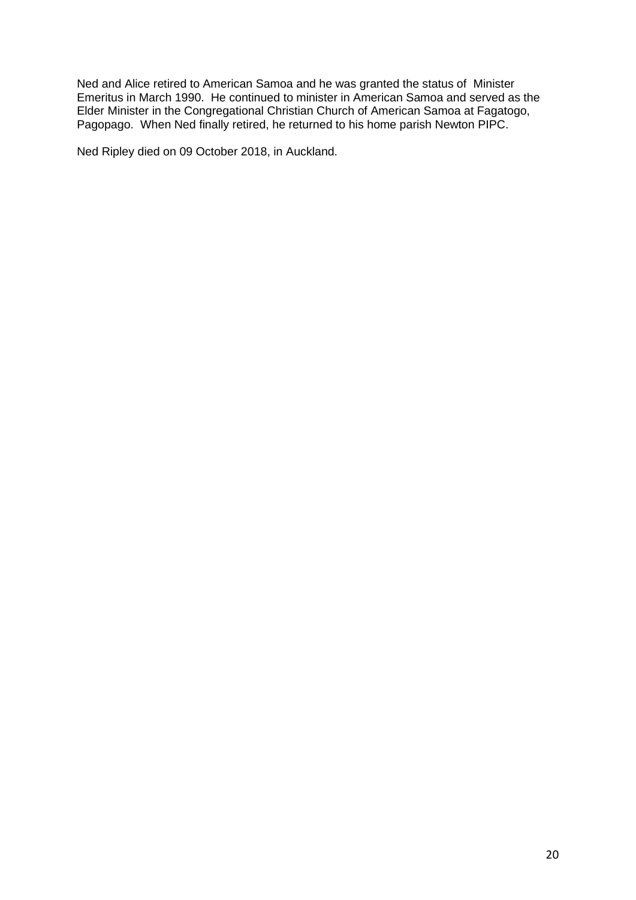Ned and Alice retired to American Samoa and he was granted the status of Minister Emeritus in March 1990. He continued to minister in American Samoa and served as the Elder Minister in the Congregational Christian Church of American Samoa at Fagatogo, Pagopago. When Ned finally retired, he returned to his home parish Newton PIPC.

Ned Ripley died on 09 October 2018, in Auckland.